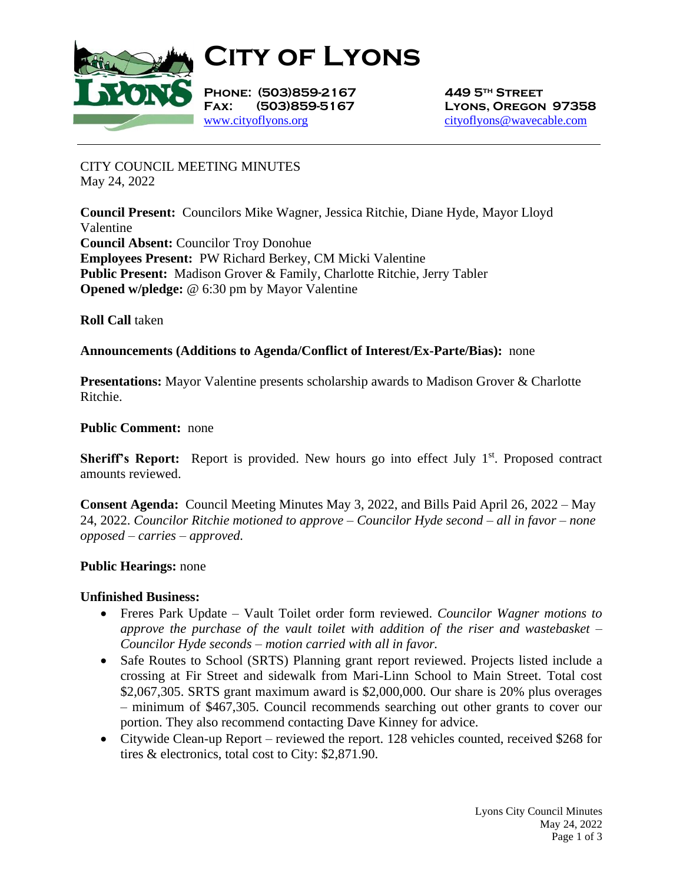# CITY OF LYONS

**PHONE: (503)859-2167**
**FAX: (503)859-5167**
www.cityoflyons.org

**449 5TH STREET**
**LYONS, OREGON 97358**
cityoflyons@wavecable.com

---

CITY COUNCIL MEETING MINUTES
May 24, 2022

**Council Present:** Councilors Mike Wagner, Jessica Ritchie, Diane Hyde, Mayor Lloyd Valentine
**Council Absent:** Councilor Troy Donohue
**Employees Present:** PW Richard Berkey, CM Micki Valentine
**Public Present:** Madison Grover & Family, Charlotte Ritchie, Jerry Tabler
**Opened w/pledge:** @ 6:30 pm by Mayor Valentine

**Roll Call** taken

**Announcements (Additions to Agenda/Conflict of Interest/Ex-Parte/Bias):** none

**Presentations:** Mayor Valentine presents scholarship awards to Madison Grover & Charlotte Ritchie.

**Public Comment:** none

**Sheriff's Report:** Report is provided. New hours go into effect July 1st. Proposed contract amounts reviewed.

**Consent Agenda:** Council Meeting Minutes May 3, 2022, and Bills Paid April 26, 2022 – May 24, 2022. *Councilor Ritchie motioned to approve – Councilor Hyde second – all in favor – none opposed – carries – approved.*

**Public Hearings:** none

**Unfinished Business:**

- Freres Park Update – Vault Toilet order form reviewed. *Councilor Wagner motions to approve the purchase of the vault toilet with addition of the riser and wastebasket – Councilor Hyde seconds – motion carried with all in favor.*
- Safe Routes to School (SRTS) Planning grant report reviewed. Projects listed include a crossing at Fir Street and sidewalk from Mari-Linn School to Main Street. Total cost $2,067,305. SRTS grant maximum award is $2,000,000. Our share is 20% plus overages – minimum of $467,305. Council recommends searching out other grants to cover our portion. They also recommend contacting Dave Kinney for advice.
- Citywide Clean-up Report – reviewed the report. 128 vehicles counted, received $268 for tires & electronics, total cost to City: $2,871.90.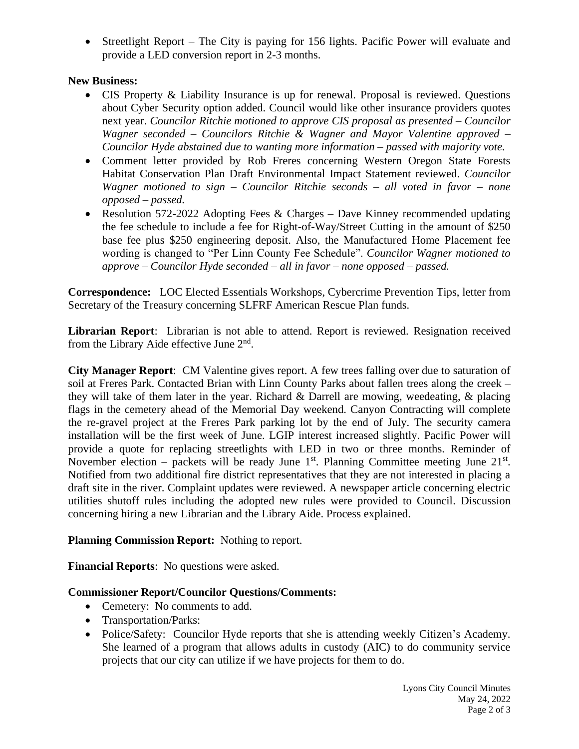- Streetlight Report – The City is paying for 156 lights. Pacific Power will evaluate and provide a LED conversion report in 2-3 months.

**New Business:**

- CIS Property & Liability Insurance is up for renewal. Proposal is reviewed. Questions about Cyber Security option added. Council would like other insurance providers quotes next year. *Councilor Ritchie motioned to approve CIS proposal as presented – Councilor Wagner seconded – Councilors Ritchie & Wagner and Mayor Valentine approved – Councilor Hyde abstained due to wanting more information – passed with majority vote.*
- Comment letter provided by Rob Freres concerning Western Oregon State Forests Habitat Conservation Plan Draft Environmental Impact Statement reviewed. *Councilor Wagner motioned to sign – Councilor Ritchie seconds – all voted in favor – none opposed – passed.*
- Resolution 572-2022 Adopting Fees & Charges – Dave Kinney recommended updating the fee schedule to include a fee for Right-of-Way/Street Cutting in the amount of $250 base fee plus $250 engineering deposit. Also, the Manufactured Home Placement fee wording is changed to "Per Linn County Fee Schedule". *Councilor Wagner motioned to approve – Councilor Hyde seconded – all in favor – none opposed – passed.*

**Correspondence:** LOC Elected Essentials Workshops, Cybercrime Prevention Tips, letter from Secretary of the Treasury concerning SLFRF American Rescue Plan funds.

**Librarian Report**: Librarian is not able to attend. Report is reviewed. Resignation received from the Library Aide effective June 2nd.

**City Manager Report**: CM Valentine gives report. A few trees falling over due to saturation of soil at Freres Park. Contacted Brian with Linn County Parks about fallen trees along the creek – they will take of them later in the year. Richard & Darrell are mowing, weedeating, & placing flags in the cemetery ahead of the Memorial Day weekend. Canyon Contracting will complete the re-gravel project at the Freres Park parking lot by the end of July. The security camera installation will be the first week of June. LGIP interest increased slightly. Pacific Power will provide a quote for replacing streetlights with LED in two or three months. Reminder of November election – packets will be ready June 1st. Planning Committee meeting June 21st. Notified from two additional fire district representatives that they are not interested in placing a draft site in the river. Complaint updates were reviewed. A newspaper article concerning electric utilities shutoff rules including the adopted new rules were provided to Council. Discussion concerning hiring a new Librarian and the Library Aide. Process explained.

**Planning Commission Report:** Nothing to report.

**Financial Reports**: No questions were asked.

**Commissioner Report/Councilor Questions/Comments:**

- Cemetery: No comments to add.
- Transportation/Parks:
- Police/Safety: Councilor Hyde reports that she is attending weekly Citizen's Academy. She learned of a program that allows adults in custody (AIC) to do community service projects that our city can utilize if we have projects for them to do.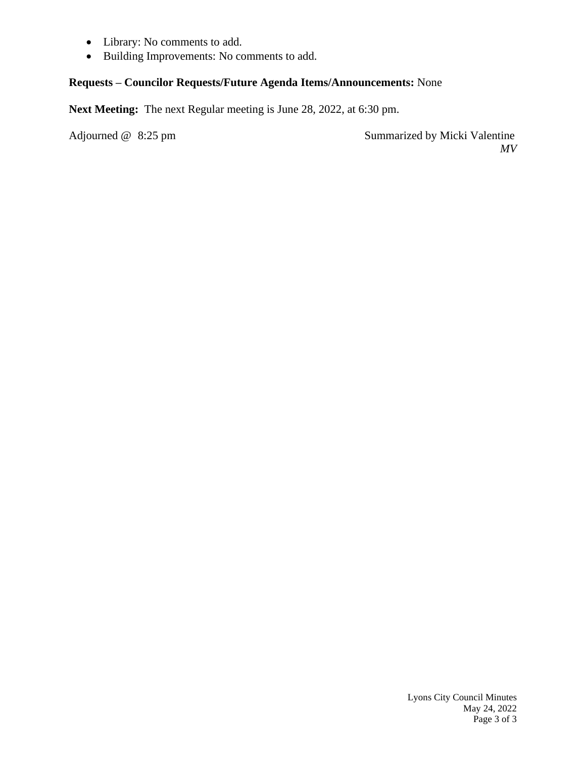- Library: No comments to add.
- Building Improvements: No comments to add.

**Requests – Councilor Requests/Future Agenda Items/Announcements:** None

**Next Meeting:** The next Regular meeting is June 28, 2022, at 6:30 pm.

Adjourned @ 8:25 pm

Summarized by Micki Valentine
*MV*